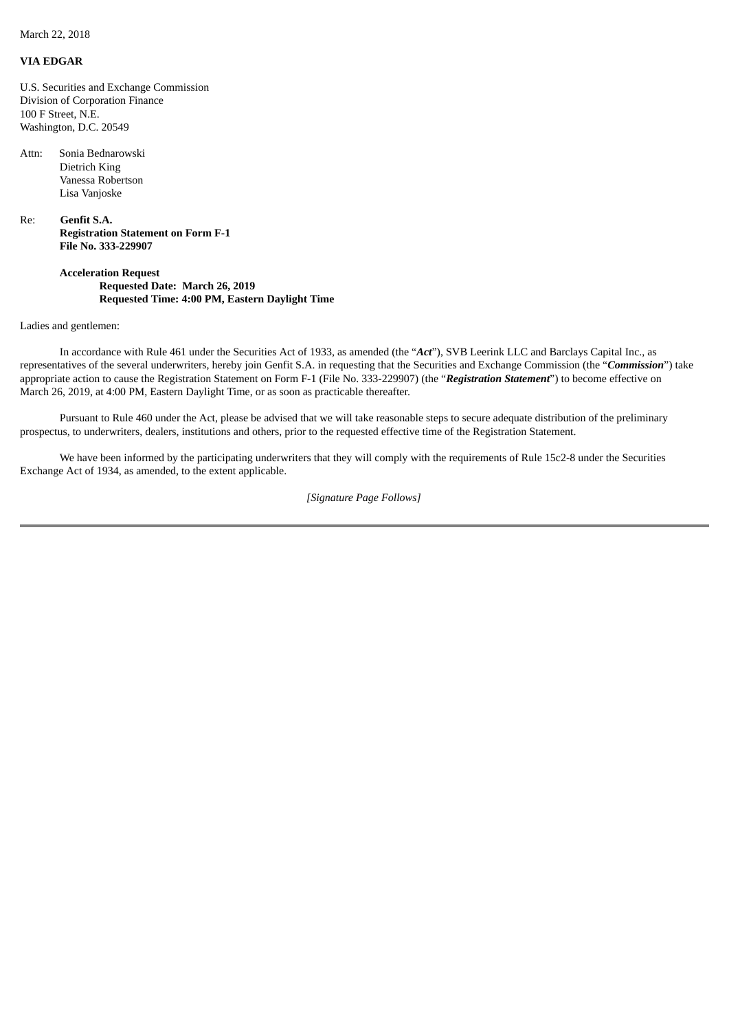March 22, 2018

**VIA EDGAR**

U.S. Securities and Exchange Commission
Division of Corporation Finance
100 F Street, N.E.
Washington, D.C. 20549

Attn: Sonia Bednarowski
Dietrich King
Vanessa Robertson
Lisa Vanjoske

Re: **Genfit S.A.**
**Registration Statement on Form F-1**
**File No. 333-229907**

**Acceleration Request**
**Requested Date: March 26, 2019**
**Requested Time: 4:00 PM, Eastern Daylight Time**

Ladies and gentlemen:

In accordance with Rule 461 under the Securities Act of 1933, as amended (the "***Act***"), SVB Leerink LLC and Barclays Capital Inc., as representatives of the several underwriters, hereby join Genfit S.A. in requesting that the Securities and Exchange Commission (the "***Commission***") take appropriate action to cause the Registration Statement on Form F-1 (File No. 333-229907) (the "***Registration Statement***") to become effective on March 26, 2019, at 4:00 PM, Eastern Daylight Time, or as soon as practicable thereafter.

Pursuant to Rule 460 under the Act, please be advised that we will take reasonable steps to secure adequate distribution of the preliminary prospectus, to underwriters, dealers, institutions and others, prior to the requested effective time of the Registration Statement.

We have been informed by the participating underwriters that they will comply with the requirements of Rule 15c2-8 under the Securities Exchange Act of 1934, as amended, to the extent applicable.

*[Signature Page Follows]*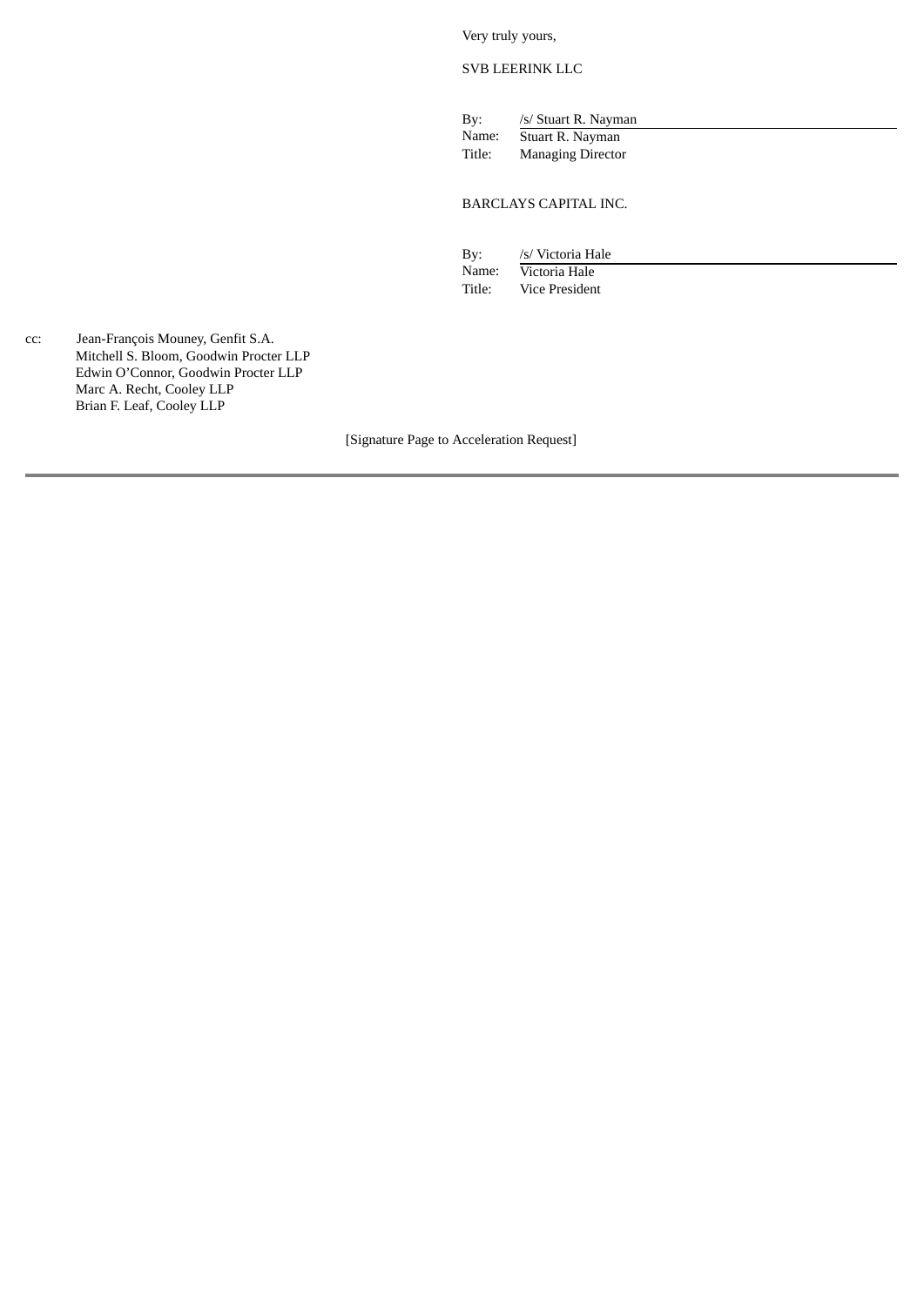Very truly yours,

SVB LEERINK LLC

By: /s/ Stuart R. Nayman
Name: Stuart R. Nayman
Title: Managing Director

BARCLAYS CAPITAL INC.

By: /s/ Victoria Hale
Name: Victoria Hale
Title: Vice President

cc: Jean-François Mouney, Genfit S.A.
Mitchell S. Bloom, Goodwin Procter LLP
Edwin O'Connor, Goodwin Procter LLP
Marc A. Recht, Cooley LLP
Brian F. Leaf, Cooley LLP

[Signature Page to Acceleration Request]